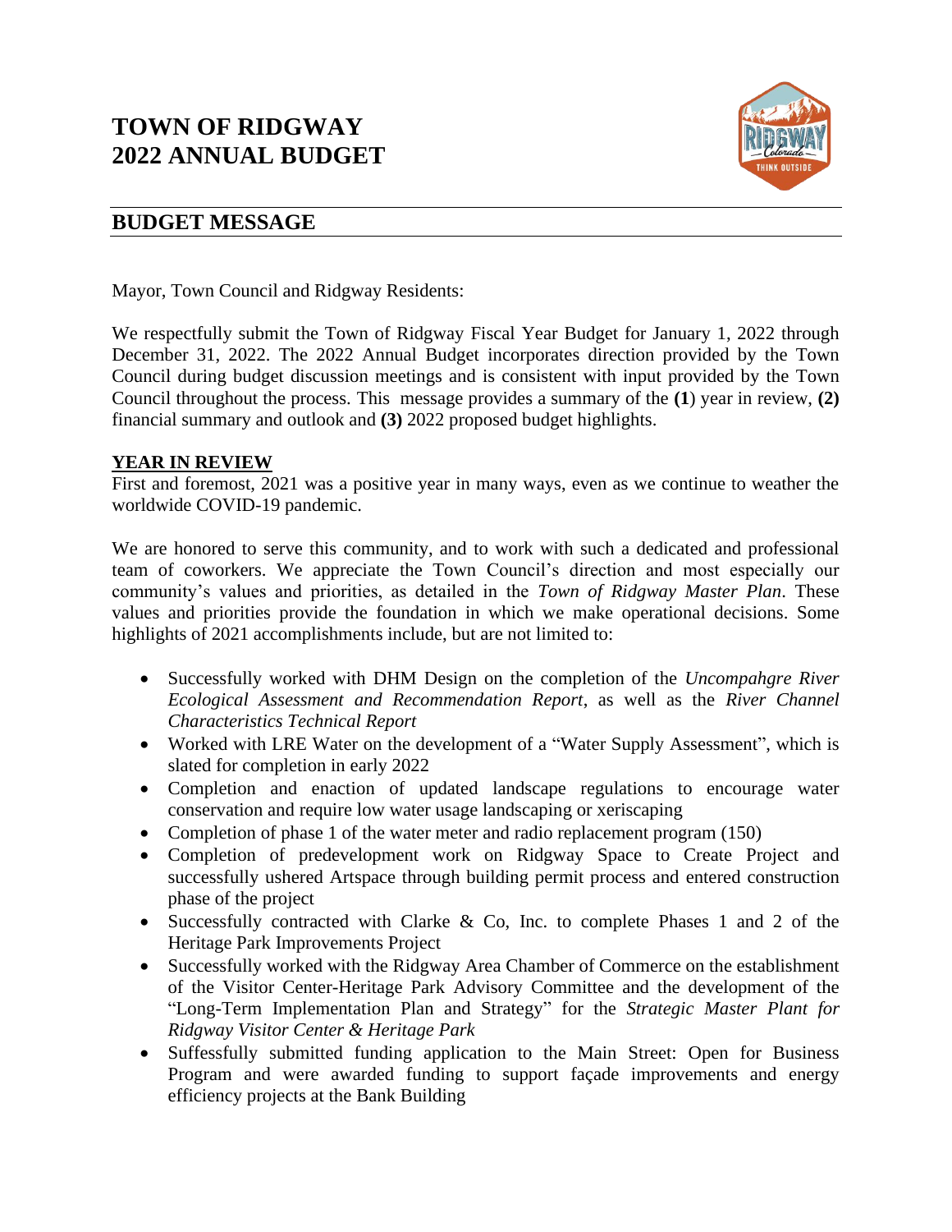# TOWN OF RIDGWAY
# 2022 ANNUAL BUDGET

## BUDGET MESSAGE

Mayor, Town Council and Ridgway Residents:

We respectfully submit the Town of Ridgway Fiscal Year Budget for January 1, 2022 through December 31, 2022. The 2022 Annual Budget incorporates direction provided by the Town Council during budget discussion meetings and is consistent with input provided by the Town Council throughout the process. This message provides a summary of the **(1**) year in review, **(2)** financial summary and outlook and **(3)** 2022 proposed budget highlights.

### YEAR IN REVIEW

First and foremost, 2021 was a positive year in many ways, even as we continue to weather the worldwide COVID-19 pandemic.

We are honored to serve this community, and to work with such a dedicated and professional team of coworkers. We appreciate the Town Council's direction and most especially our community's values and priorities, as detailed in the *Town of Ridgway Master Plan*. These values and priorities provide the foundation in which we make operational decisions. Some highlights of 2021 accomplishments include, but are not limited to:

- Successfully worked with DHM Design on the completion of the *Uncompahgre River Ecological Assessment and Recommendation Report*, as well as the *River Channel Characteristics Technical Report*
- Worked with LRE Water on the development of a "Water Supply Assessment", which is slated for completion in early 2022
- Completion and enaction of updated landscape regulations to encourage water conservation and require low water usage landscaping or xeriscaping
- Completion of phase 1 of the water meter and radio replacement program (150)
- Completion of predevelopment work on Ridgway Space to Create Project and successfully ushered Artspace through building permit process and entered construction phase of the project
- Successfully contracted with Clarke & Co, Inc. to complete Phases 1 and 2 of the Heritage Park Improvements Project
- Successfully worked with the Ridgway Area Chamber of Commerce on the establishment of the Visitor Center-Heritage Park Advisory Committee and the development of the "Long-Term Implementation Plan and Strategy" for the *Strategic Master Plant for Ridgway Visitor Center & Heritage Park*
- Suffessfully submitted funding application to the Main Street: Open for Business Program and were awarded funding to support façade improvements and energy efficiency projects at the Bank Building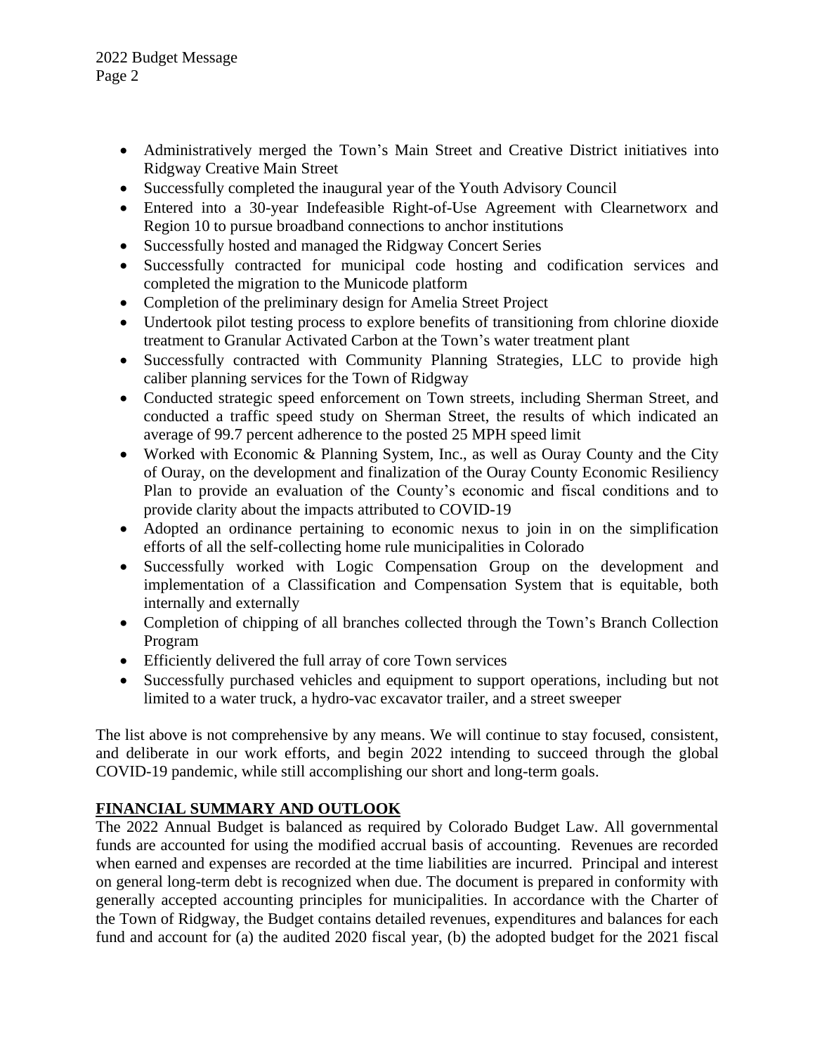- Administratively merged the Town's Main Street and Creative District initiatives into Ridgway Creative Main Street
- Successfully completed the inaugural year of the Youth Advisory Council
- Entered into a 30-year Indefeasible Right-of-Use Agreement with Clearnetworx and Region 10 to pursue broadband connections to anchor institutions
- Successfully hosted and managed the Ridgway Concert Series
- Successfully contracted for municipal code hosting and codification services and completed the migration to the Municode platform
- Completion of the preliminary design for Amelia Street Project
- Undertook pilot testing process to explore benefits of transitioning from chlorine dioxide treatment to Granular Activated Carbon at the Town's water treatment plant
- Successfully contracted with Community Planning Strategies, LLC to provide high caliber planning services for the Town of Ridgway
- Conducted strategic speed enforcement on Town streets, including Sherman Street, and conducted a traffic speed study on Sherman Street, the results of which indicated an average of 99.7 percent adherence to the posted 25 MPH speed limit
- Worked with Economic & Planning System, Inc., as well as Ouray County and the City of Ouray, on the development and finalization of the Ouray County Economic Resiliency Plan to provide an evaluation of the County's economic and fiscal conditions and to provide clarity about the impacts attributed to COVID-19
- Adopted an ordinance pertaining to economic nexus to join in on the simplification efforts of all the self-collecting home rule municipalities in Colorado
- Successfully worked with Logic Compensation Group on the development and implementation of a Classification and Compensation System that is equitable, both internally and externally
- Completion of chipping of all branches collected through the Town's Branch Collection Program
- Efficiently delivered the full array of core Town services
- Successfully purchased vehicles and equipment to support operations, including but not limited to a water truck, a hydro-vac excavator trailer, and a street sweeper

The list above is not comprehensive by any means. We will continue to stay focused, consistent, and deliberate in our work efforts, and begin 2022 intending to succeed through the global COVID-19 pandemic, while still accomplishing our short and long-term goals.

**FINANCIAL SUMMARY AND OUTLOOK**

The 2022 Annual Budget is balanced as required by Colorado Budget Law. All governmental funds are accounted for using the modified accrual basis of accounting. Revenues are recorded when earned and expenses are recorded at the time liabilities are incurred. Principal and interest on general long-term debt is recognized when due. The document is prepared in conformity with generally accepted accounting principles for municipalities. In accordance with the Charter of the Town of Ridgway, the Budget contains detailed revenues, expenditures and balances for each fund and account for (a) the audited 2020 fiscal year, (b) the adopted budget for the 2021 fiscal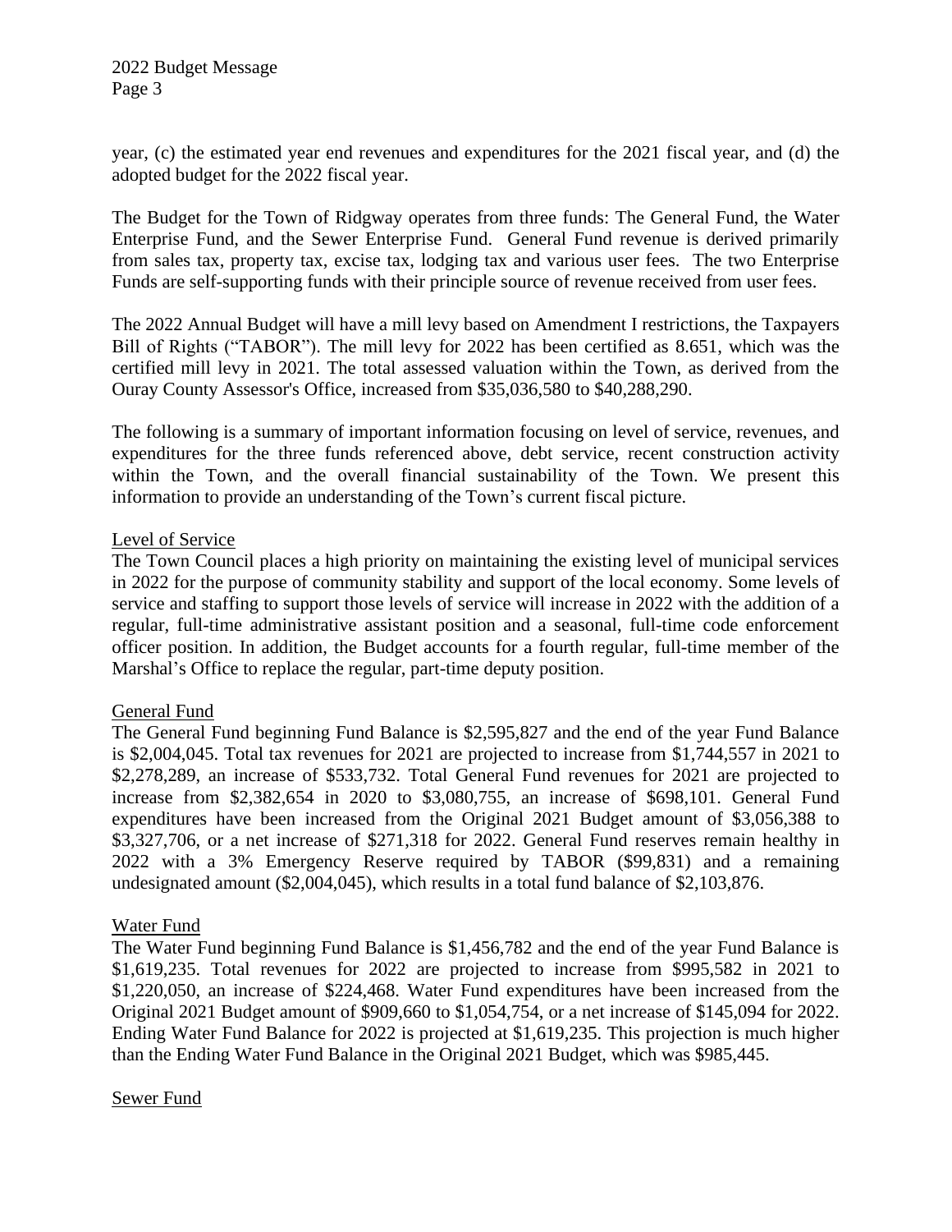year, (c) the estimated year end revenues and expenditures for the 2021 fiscal year, and (d) the adopted budget for the 2022 fiscal year.

The Budget for the Town of Ridgway operates from three funds: The General Fund, the Water Enterprise Fund, and the Sewer Enterprise Fund. General Fund revenue is derived primarily from sales tax, property tax, excise tax, lodging tax and various user fees. The two Enterprise Funds are self-supporting funds with their principle source of revenue received from user fees.

The 2022 Annual Budget will have a mill levy based on Amendment I restrictions, the Taxpayers Bill of Rights ("TABOR"). The mill levy for 2022 has been certified as 8.651, which was the certified mill levy in 2021. The total assessed valuation within the Town, as derived from the Ouray County Assessor's Office, increased from $35,036,580 to $40,288,290.

The following is a summary of important information focusing on level of service, revenues, and expenditures for the three funds referenced above, debt service, recent construction activity within the Town, and the overall financial sustainability of the Town. We present this information to provide an understanding of the Town's current fiscal picture.

## Level of Service

The Town Council places a high priority on maintaining the existing level of municipal services in 2022 for the purpose of community stability and support of the local economy. Some levels of service and staffing to support those levels of service will increase in 2022 with the addition of a regular, full-time administrative assistant position and a seasonal, full-time code enforcement officer position. In addition, the Budget accounts for a fourth regular, full-time member of the Marshal's Office to replace the regular, part-time deputy position.

## General Fund

The General Fund beginning Fund Balance is $2,595,827 and the end of the year Fund Balance is $2,004,045. Total tax revenues for 2021 are projected to increase from $1,744,557 in 2021 to $2,278,289, an increase of $533,732. Total General Fund revenues for 2021 are projected to increase from $2,382,654 in 2020 to $3,080,755, an increase of $698,101. General Fund expenditures have been increased from the Original 2021 Budget amount of $3,056,388 to $3,327,706, or a net increase of $271,318 for 2022. General Fund reserves remain healthy in 2022 with a 3% Emergency Reserve required by TABOR ($99,831) and a remaining undesignated amount ($2,004,045), which results in a total fund balance of $2,103,876.

## Water Fund

The Water Fund beginning Fund Balance is $1,456,782 and the end of the year Fund Balance is $1,619,235. Total revenues for 2022 are projected to increase from $995,582 in 2021 to $1,220,050, an increase of $224,468. Water Fund expenditures have been increased from the Original 2021 Budget amount of $909,660 to $1,054,754, or a net increase of $145,094 for 2022. Ending Water Fund Balance for 2022 is projected at $1,619,235. This projection is much higher than the Ending Water Fund Balance in the Original 2021 Budget, which was $985,445.

## Sewer Fund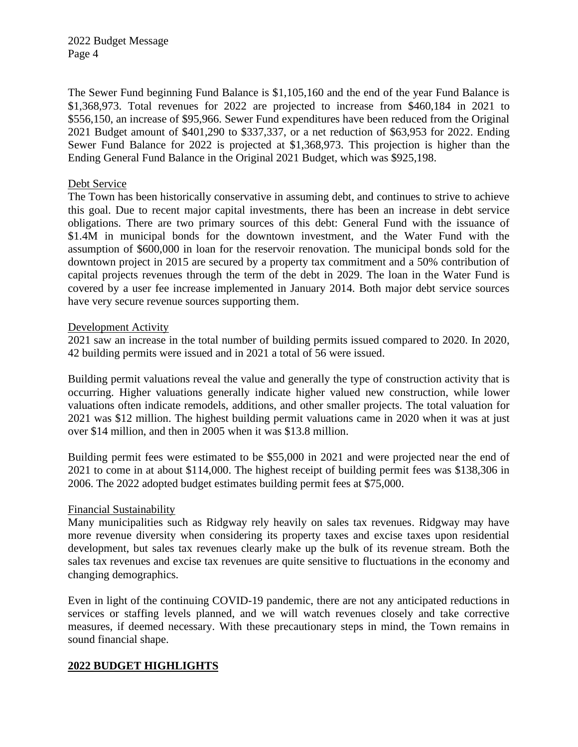The Sewer Fund beginning Fund Balance is $1,105,160 and the end of the year Fund Balance is $1,368,973. Total revenues for 2022 are projected to increase from $460,184 in 2021 to $556,150, an increase of $95,966. Sewer Fund expenditures have been reduced from the Original 2021 Budget amount of $401,290 to $337,337, or a net reduction of $63,953 for 2022. Ending Sewer Fund Balance for 2022 is projected at $1,368,973. This projection is higher than the Ending General Fund Balance in the Original 2021 Budget, which was $925,198.

Debt Service

The Town has been historically conservative in assuming debt, and continues to strive to achieve this goal. Due to recent major capital investments, there has been an increase in debt service obligations. There are two primary sources of this debt: General Fund with the issuance of $1.4M in municipal bonds for the downtown investment, and the Water Fund with the assumption of $600,000 in loan for the reservoir renovation. The municipal bonds sold for the downtown project in 2015 are secured by a property tax commitment and a 50% contribution of capital projects revenues through the term of the debt in 2029. The loan in the Water Fund is covered by a user fee increase implemented in January 2014. Both major debt service sources have very secure revenue sources supporting them.

Development Activity

2021 saw an increase in the total number of building permits issued compared to 2020. In 2020, 42 building permits were issued and in 2021 a total of 56 were issued.

Building permit valuations reveal the value and generally the type of construction activity that is occurring. Higher valuations generally indicate higher valued new construction, while lower valuations often indicate remodels, additions, and other smaller projects. The total valuation for 2021 was $12 million. The highest building permit valuations came in 2020 when it was at just over $14 million, and then in 2005 when it was $13.8 million.

Building permit fees were estimated to be $55,000 in 2021 and were projected near the end of 2021 to come in at about $114,000. The highest receipt of building permit fees was $138,306 in 2006. The 2022 adopted budget estimates building permit fees at $75,000.

Financial Sustainability

Many municipalities such as Ridgway rely heavily on sales tax revenues. Ridgway may have more revenue diversity when considering its property taxes and excise taxes upon residential development, but sales tax revenues clearly make up the bulk of its revenue stream. Both the sales tax revenues and excise tax revenues are quite sensitive to fluctuations in the economy and changing demographics.

Even in light of the continuing COVID-19 pandemic, there are not any anticipated reductions in services or staffing levels planned, and we will watch revenues closely and take corrective measures, if deemed necessary. With these precautionary steps in mind, the Town remains in sound financial shape.

## 2022 BUDGET HIGHLIGHTS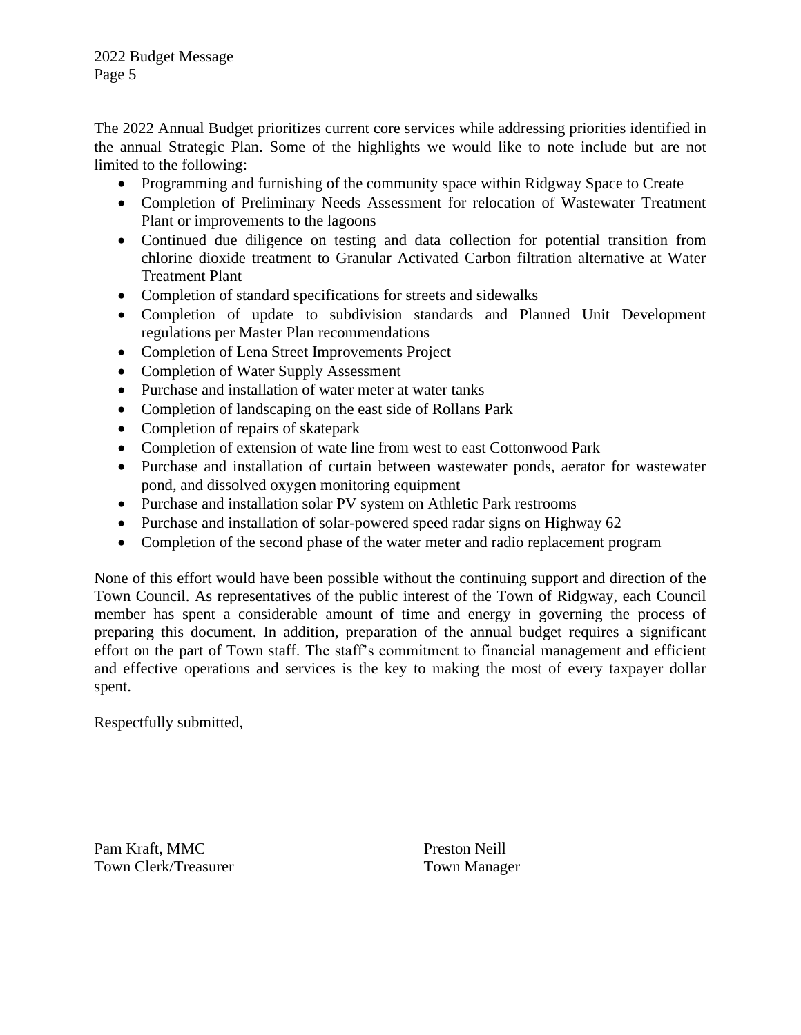The 2022 Annual Budget prioritizes current core services while addressing priorities identified in the annual Strategic Plan. Some of the highlights we would like to note include but are not limited to the following:

- Programming and furnishing of the community space within Ridgway Space to Create
- Completion of Preliminary Needs Assessment for relocation of Wastewater Treatment Plant or improvements to the lagoons
- Continued due diligence on testing and data collection for potential transition from chlorine dioxide treatment to Granular Activated Carbon filtration alternative at Water Treatment Plant
- Completion of standard specifications for streets and sidewalks
- Completion of update to subdivision standards and Planned Unit Development regulations per Master Plan recommendations
- Completion of Lena Street Improvements Project
- Completion of Water Supply Assessment
- Purchase and installation of water meter at water tanks
- Completion of landscaping on the east side of Rollans Park
- Completion of repairs of skatepark
- Completion of extension of wate line from west to east Cottonwood Park
- Purchase and installation of curtain between wastewater ponds, aerator for wastewater pond, and dissolved oxygen monitoring equipment
- Purchase and installation solar PV system on Athletic Park restrooms
- Purchase and installation of solar-powered speed radar signs on Highway 62
- Completion of the second phase of the water meter and radio replacement program

None of this effort would have been possible without the continuing support and direction of the Town Council. As representatives of the public interest of the Town of Ridgway, each Council member has spent a considerable amount of time and energy in governing the process of preparing this document. In addition, preparation of the annual budget requires a significant effort on the part of Town staff. The staff's commitment to financial management and efficient and effective operations and services is the key to making the most of every taxpayer dollar spent.

Respectfully submitted,

Pam Kraft, MMC
Town Clerk/Treasurer

Preston Neill
Town Manager